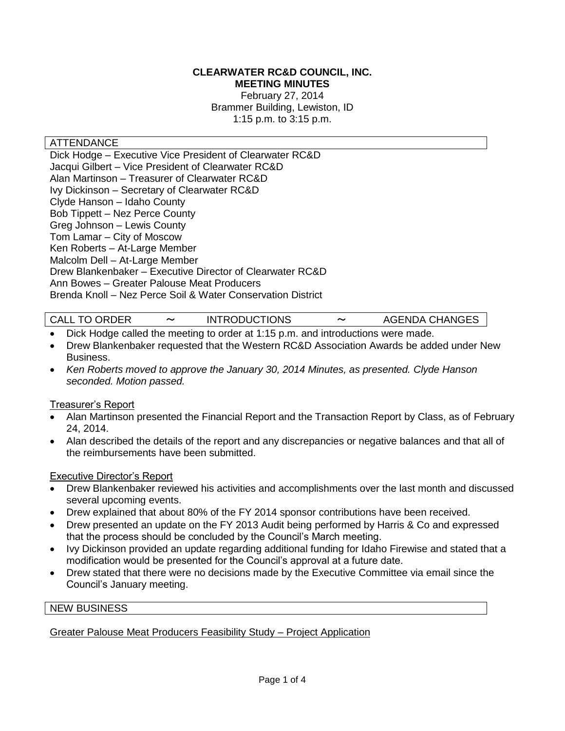# CLEARWATER RC&D COUNCIL, INC.
## MEETING MINUTES

February 27, 2014
Brammer Building, Lewiston, ID
1:15 p.m. to 3:15 p.m.

### ATTENDANCE

Dick Hodge – Executive Vice President of Clearwater RC&D
Jacqui Gilbert – Vice President of Clearwater RC&D
Alan Martinson – Treasurer of Clearwater RC&D
Ivy Dickinson – Secretary of Clearwater RC&D
Clyde Hanson – Idaho County
Bob Tippett – Nez Perce County
Greg Johnson – Lewis County
Tom Lamar – City of Moscow
Ken Roberts – At-Large Member
Malcolm Dell – At-Large Member
Drew Blankenbaker – Executive Director of Clearwater RC&D
Ann Bowes – Greater Palouse Meat Producers
Brenda Knoll – Nez Perce Soil & Water Conservation District

### CALL TO ORDER ~ INTRODUCTIONS ~ AGENDA CHANGES

- Dick Hodge called the meeting to order at 1:15 p.m. and introductions were made.
- Drew Blankenbaker requested that the Western RC&D Association Awards be added under New Business.
- *Ken Roberts moved to approve the January 30, 2014 Minutes, as presented. Clyde Hanson seconded. Motion passed.*

Treasurer's Report

- Alan Martinson presented the Financial Report and the Transaction Report by Class, as of February 24, 2014.
- Alan described the details of the report and any discrepancies or negative balances and that all of the reimbursements have been submitted.

Executive Director's Report

- Drew Blankenbaker reviewed his activities and accomplishments over the last month and discussed several upcoming events.
- Drew explained that about 80% of the FY 2014 sponsor contributions have been received.
- Drew presented an update on the FY 2013 Audit being performed by Harris & Co and expressed that the process should be concluded by the Council's March meeting.
- Ivy Dickinson provided an update regarding additional funding for Idaho Firewise and stated that a modification would be presented for the Council's approval at a future date.
- Drew stated that there were no decisions made by the Executive Committee via email since the Council's January meeting.

### NEW BUSINESS

Greater Palouse Meat Producers Feasibility Study – Project Application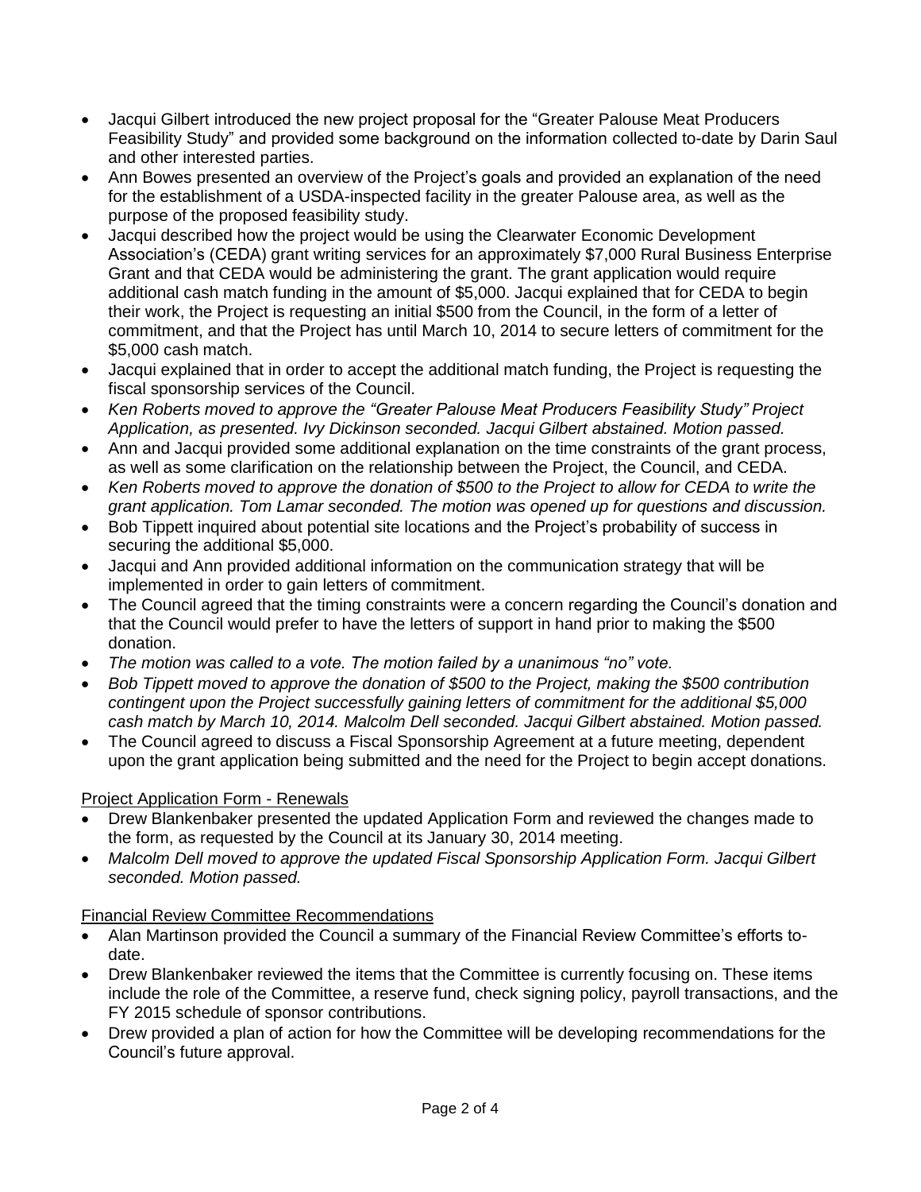- Jacqui Gilbert introduced the new project proposal for the "Greater Palouse Meat Producers Feasibility Study" and provided some background on the information collected to-date by Darin Saul and other interested parties.
- Ann Bowes presented an overview of the Project's goals and provided an explanation of the need for the establishment of a USDA-inspected facility in the greater Palouse area, as well as the purpose of the proposed feasibility study.
- Jacqui described how the project would be using the Clearwater Economic Development Association's (CEDA) grant writing services for an approximately $7,000 Rural Business Enterprise Grant and that CEDA would be administering the grant. The grant application would require additional cash match funding in the amount of $5,000. Jacqui explained that for CEDA to begin their work, the Project is requesting an initial $500 from the Council, in the form of a letter of commitment, and that the Project has until March 10, 2014 to secure letters of commitment for the $5,000 cash match.
- Jacqui explained that in order to accept the additional match funding, the Project is requesting the fiscal sponsorship services of the Council.
- *Ken Roberts moved to approve the "Greater Palouse Meat Producers Feasibility Study" Project Application, as presented. Ivy Dickinson seconded. Jacqui Gilbert abstained. Motion passed.*
- Ann and Jacqui provided some additional explanation on the time constraints of the grant process, as well as some clarification on the relationship between the Project, the Council, and CEDA.
- *Ken Roberts moved to approve the donation of $500 to the Project to allow for CEDA to write the grant application. Tom Lamar seconded. The motion was opened up for questions and discussion.*
- Bob Tippett inquired about potential site locations and the Project's probability of success in securing the additional $5,000.
- Jacqui and Ann provided additional information on the communication strategy that will be implemented in order to gain letters of commitment.
- The Council agreed that the timing constraints were a concern regarding the Council's donation and that the Council would prefer to have the letters of support in hand prior to making the $500 donation.
- *The motion was called to a vote. The motion failed by a unanimous "no" vote.*
- *Bob Tippett moved to approve the donation of $500 to the Project, making the $500 contribution contingent upon the Project successfully gaining letters of commitment for the additional $5,000 cash match by March 10, 2014. Malcolm Dell seconded. Jacqui Gilbert abstained. Motion passed.*
- The Council agreed to discuss a Fiscal Sponsorship Agreement at a future meeting, dependent upon the grant application being submitted and the need for the Project to begin accept donations.

Project Application Form - Renewals

- Drew Blankenbaker presented the updated Application Form and reviewed the changes made to the form, as requested by the Council at its January 30, 2014 meeting.
- *Malcolm Dell moved to approve the updated Fiscal Sponsorship Application Form. Jacqui Gilbert seconded. Motion passed.*

Financial Review Committee Recommendations

- Alan Martinson provided the Council a summary of the Financial Review Committee's efforts to-date.
- Drew Blankenbaker reviewed the items that the Committee is currently focusing on. These items include the role of the Committee, a reserve fund, check signing policy, payroll transactions, and the FY 2015 schedule of sponsor contributions.
- Drew provided a plan of action for how the Committee will be developing recommendations for the Council's future approval.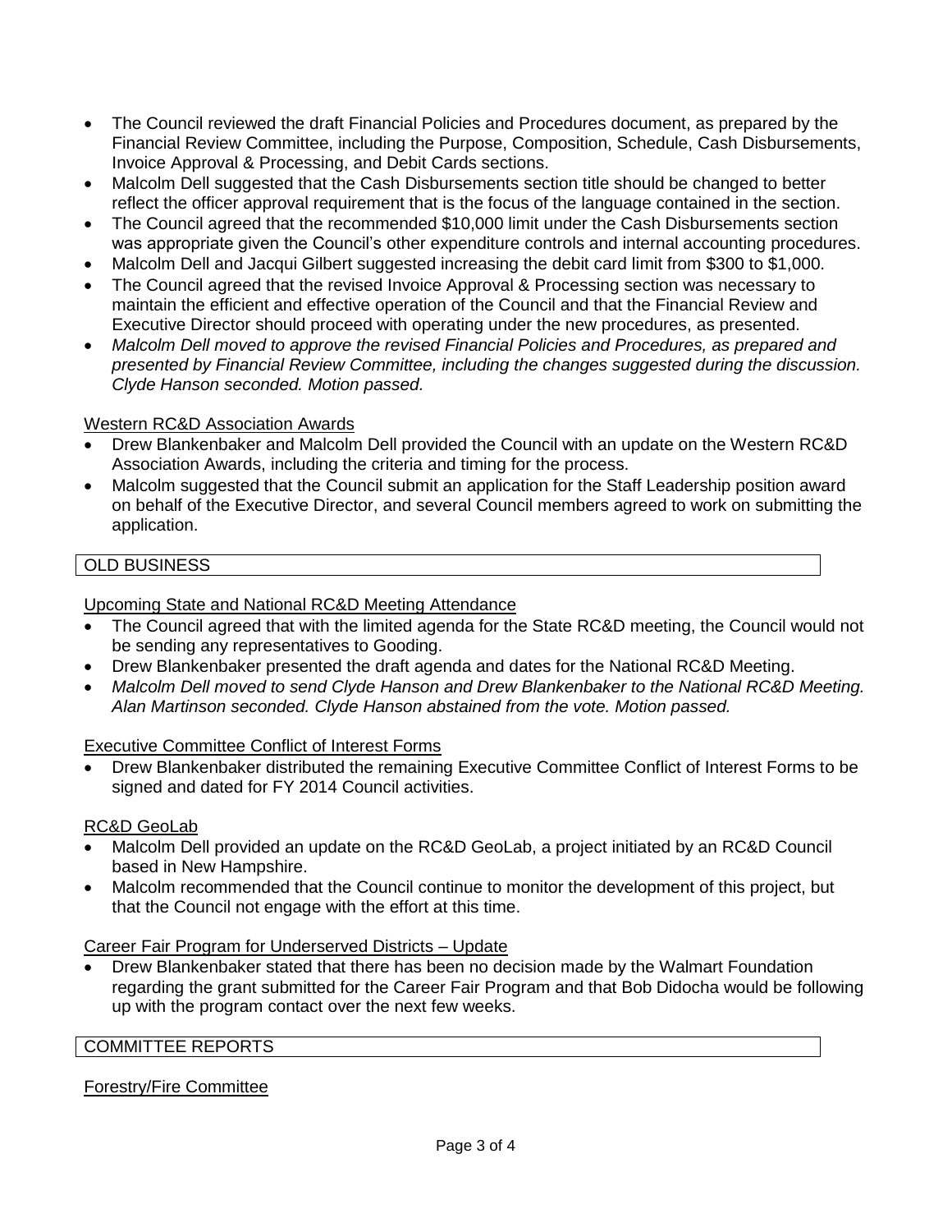- The Council reviewed the draft Financial Policies and Procedures document, as prepared by the Financial Review Committee, including the Purpose, Composition, Schedule, Cash Disbursements, Invoice Approval & Processing, and Debit Cards sections.
- Malcolm Dell suggested that the Cash Disbursements section title should be changed to better reflect the officer approval requirement that is the focus of the language contained in the section.
- The Council agreed that the recommended $10,000 limit under the Cash Disbursements section was appropriate given the Council's other expenditure controls and internal accounting procedures.
- Malcolm Dell and Jacqui Gilbert suggested increasing the debit card limit from $300 to $1,000.
- The Council agreed that the revised Invoice Approval & Processing section was necessary to maintain the efficient and effective operation of the Council and that the Financial Review and Executive Director should proceed with operating under the new procedures, as presented.
- *Malcolm Dell moved to approve the revised Financial Policies and Procedures, as prepared and presented by Financial Review Committee, including the changes suggested during the discussion. Clyde Hanson seconded. Motion passed.*

Western RC&D Association Awards

- Drew Blankenbaker and Malcolm Dell provided the Council with an update on the Western RC&D Association Awards, including the criteria and timing for the process.
- Malcolm suggested that the Council submit an application for the Staff Leadership position award on behalf of the Executive Director, and several Council members agreed to work on submitting the application.

## OLD BUSINESS

Upcoming State and National RC&D Meeting Attendance

- The Council agreed that with the limited agenda for the State RC&D meeting, the Council would not be sending any representatives to Gooding.
- Drew Blankenbaker presented the draft agenda and dates for the National RC&D Meeting.
- *Malcolm Dell moved to send Clyde Hanson and Drew Blankenbaker to the National RC&D Meeting. Alan Martinson seconded. Clyde Hanson abstained from the vote. Motion passed.*

Executive Committee Conflict of Interest Forms

- Drew Blankenbaker distributed the remaining Executive Committee Conflict of Interest Forms to be signed and dated for FY 2014 Council activities.

RC&D GeoLab

- Malcolm Dell provided an update on the RC&D GeoLab, a project initiated by an RC&D Council based in New Hampshire.
- Malcolm recommended that the Council continue to monitor the development of this project, but that the Council not engage with the effort at this time.

Career Fair Program for Underserved Districts – Update

- Drew Blankenbaker stated that there has been no decision made by the Walmart Foundation regarding the grant submitted for the Career Fair Program and that Bob Didocha would be following up with the program contact over the next few weeks.

## COMMITTEE REPORTS

Forestry/Fire Committee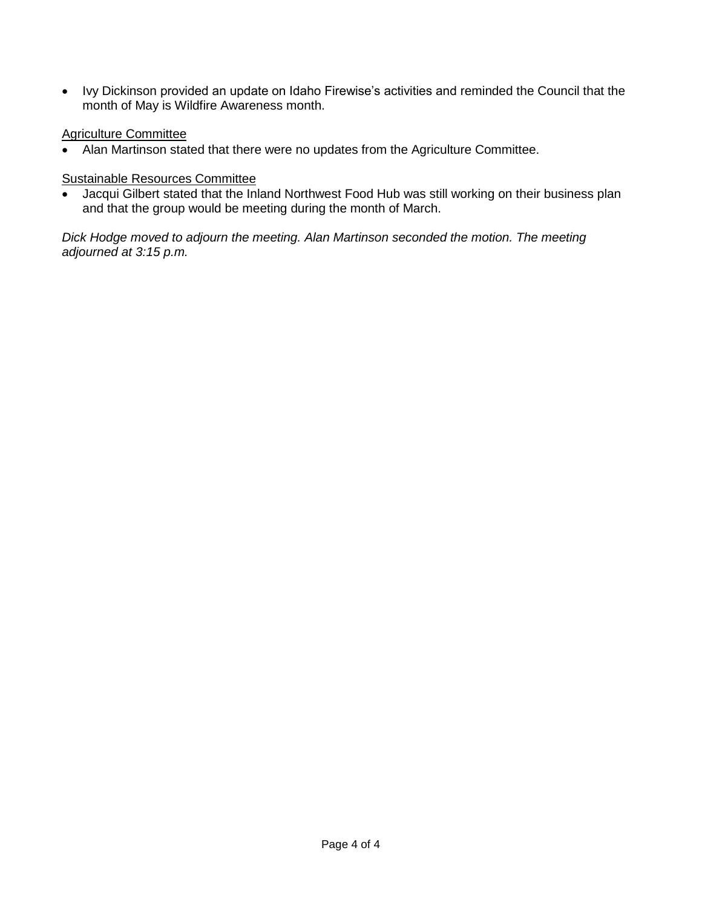- Ivy Dickinson provided an update on Idaho Firewise's activities and reminded the Council that the month of May is Wildfire Awareness month.

Agriculture Committee

- Alan Martinson stated that there were no updates from the Agriculture Committee.

Sustainable Resources Committee

- Jacqui Gilbert stated that the Inland Northwest Food Hub was still working on their business plan and that the group would be meeting during the month of March.

*Dick Hodge moved to adjourn the meeting. Alan Martinson seconded the motion. The meeting adjourned at 3:15 p.m.*